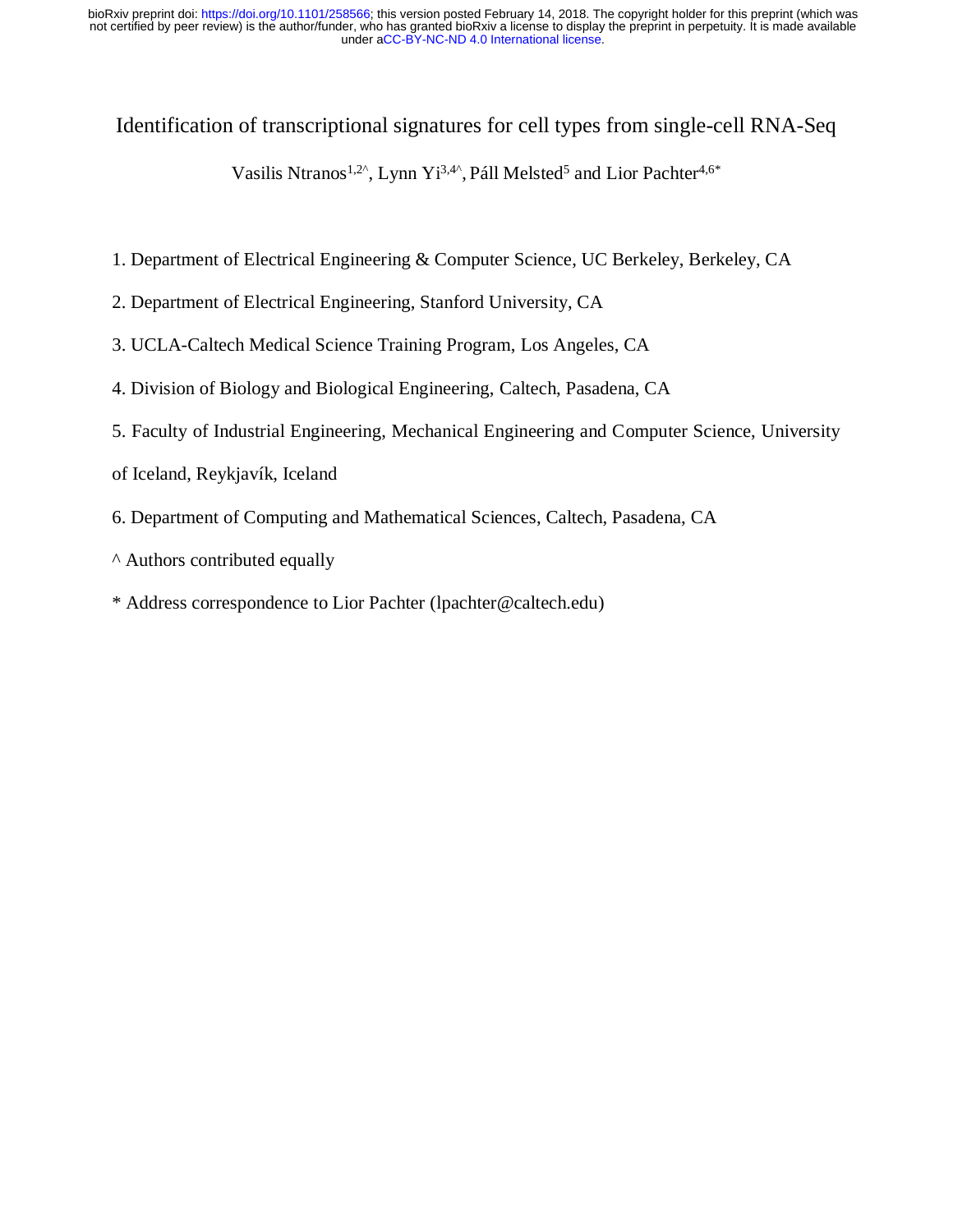# Identification of transcriptional signatures for cell types from single-cell RNA-Seq

Vasilis Ntranos[1,2^], Lynn Yi[3,4^], Páll Melsted[5] and Lior Pachter[4,6*]

1. Department of Electrical Engineering & Computer Science, UC Berkeley, Berkeley, CA

2. Department of Electrical Engineering, Stanford University, CA

3. UCLA-Caltech Medical Science Training Program, Los Angeles, CA

4. Division of Biology and Biological Engineering, Caltech, Pasadena, CA

5. Faculty of Industrial Engineering, Mechanical Engineering and Computer Science, University of Iceland, Reykjavík, Iceland

6. Department of Computing and Mathematical Sciences, Caltech, Pasadena, CA

^ Authors contributed equally

* Address correspondence to Lior Pachter (lpachter@caltech.edu)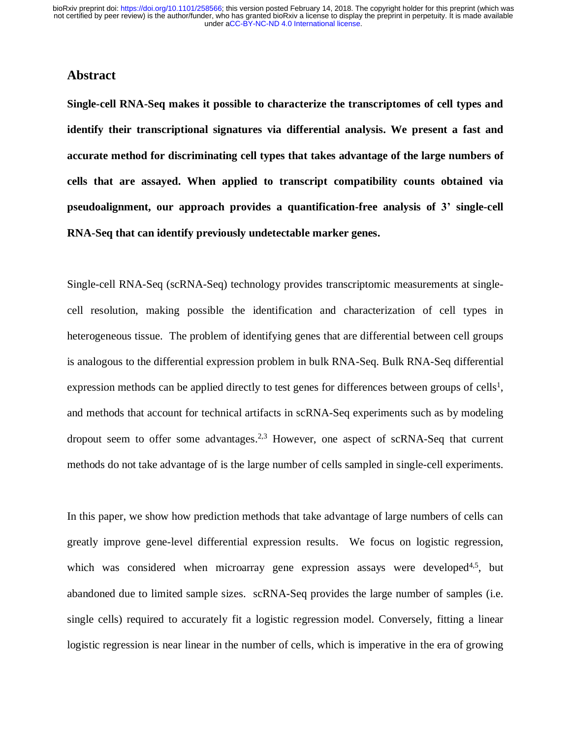## Abstract

**Single-cell RNA-Seq makes it possible to characterize the transcriptomes of cell types and identify their transcriptional signatures via differential analysis. We present a fast and accurate method for discriminating cell types that takes advantage of the large numbers of cells that are assayed. When applied to transcript compatibility counts obtained via pseudoalignment, our approach provides a quantification-free analysis of 3' single-cell RNA-Seq that can identify previously undetectable marker genes.**

Single-cell RNA-Seq (scRNA-Seq) technology provides transcriptomic measurements at single-cell resolution, making possible the identification and characterization of cell types in heterogeneous tissue. The problem of identifying genes that are differential between cell groups is analogous to the differential expression problem in bulk RNA-Seq. Bulk RNA-Seq differential expression methods can be applied directly to test genes for differences between groups of cells[1], and methods that account for technical artifacts in scRNA-Seq experiments such as by modeling dropout seem to offer some advantages.[2,3] However, one aspect of scRNA-Seq that current methods do not take advantage of is the large number of cells sampled in single-cell experiments.

In this paper, we show how prediction methods that take advantage of large numbers of cells can greatly improve gene-level differential expression results. We focus on logistic regression, which was considered when microarray gene expression assays were developed[4,5], but abandoned due to limited sample sizes. scRNA-Seq provides the large number of samples (i.e. single cells) required to accurately fit a logistic regression model. Conversely, fitting a linear logistic regression is near linear in the number of cells, which is imperative in the era of growing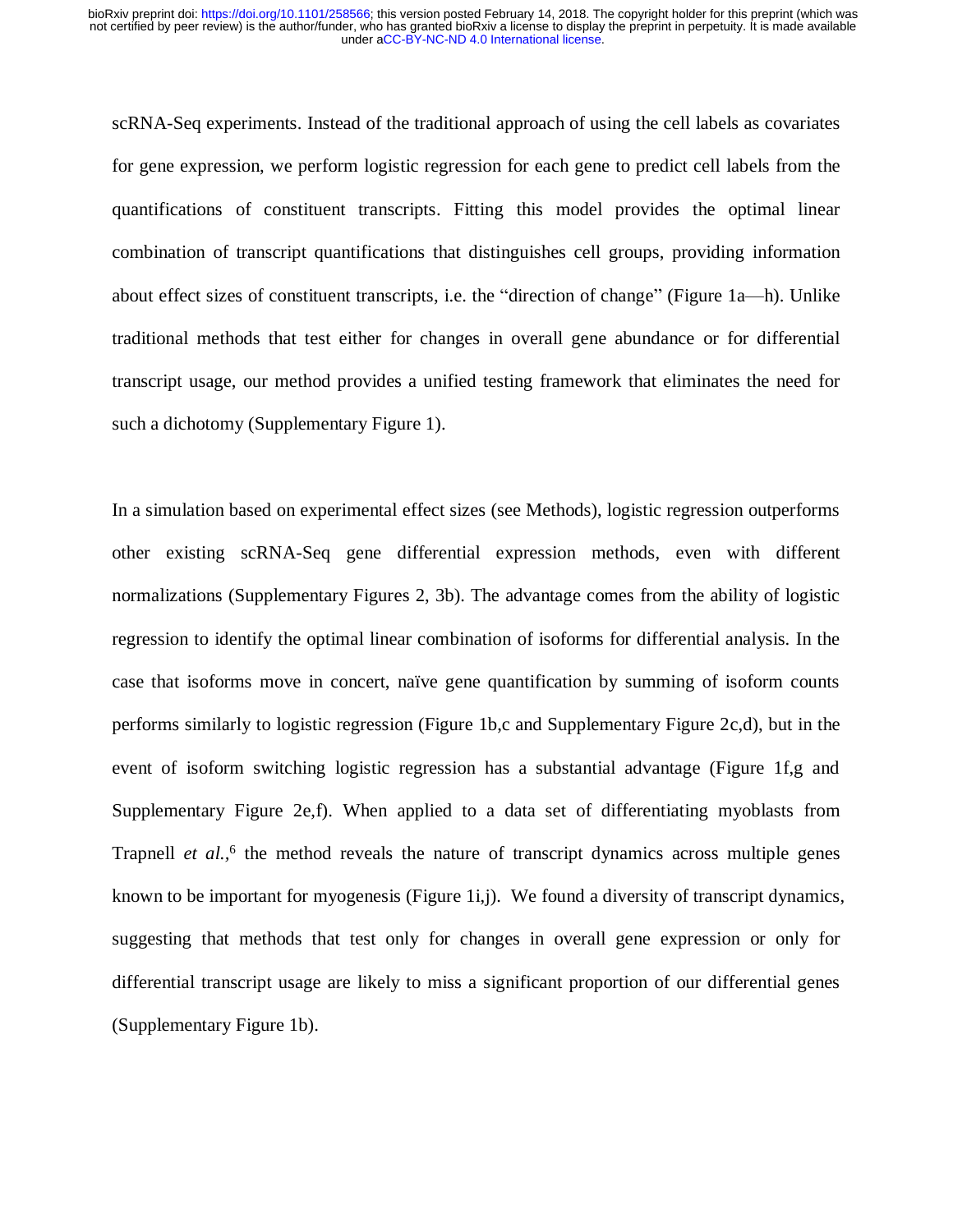scRNA-Seq experiments. Instead of the traditional approach of using the cell labels as covariates for gene expression, we perform logistic regression for each gene to predict cell labels from the quantifications of constituent transcripts. Fitting this model provides the optimal linear combination of transcript quantifications that distinguishes cell groups, providing information about effect sizes of constituent transcripts, i.e. the "direction of change" (Figure 1a—h). Unlike traditional methods that test either for changes in overall gene abundance or for differential transcript usage, our method provides a unified testing framework that eliminates the need for such a dichotomy (Supplementary Figure 1).

In a simulation based on experimental effect sizes (see Methods), logistic regression outperforms other existing scRNA-Seq gene differential expression methods, even with different normalizations (Supplementary Figures 2, 3b). The advantage comes from the ability of logistic regression to identify the optimal linear combination of isoforms for differential analysis. In the case that isoforms move in concert, naïve gene quantification by summing of isoform counts performs similarly to logistic regression (Figure 1b,c and Supplementary Figure 2c,d), but in the event of isoform switching logistic regression has a substantial advantage (Figure 1f,g and Supplementary Figure 2e,f). When applied to a data set of differentiating myoblasts from Trapnell *et al.*,[6] the method reveals the nature of transcript dynamics across multiple genes known to be important for myogenesis (Figure 1i,j). We found a diversity of transcript dynamics, suggesting that methods that test only for changes in overall gene expression or only for differential transcript usage are likely to miss a significant proportion of our differential genes (Supplementary Figure 1b).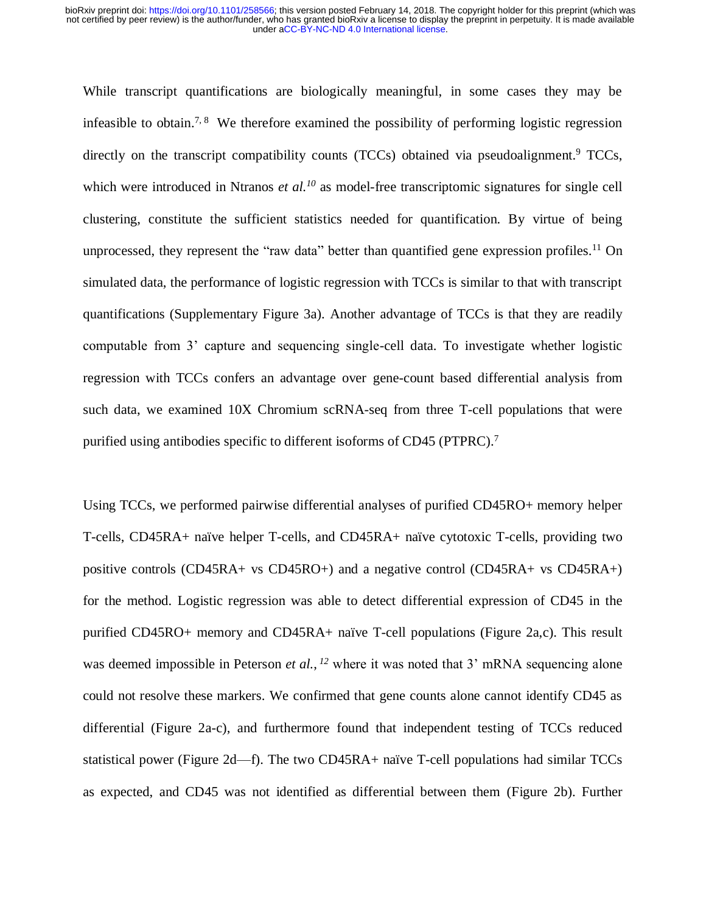While transcript quantifications are biologically meaningful, in some cases they may be infeasible to obtain.[7, 8] We therefore examined the possibility of performing logistic regression directly on the transcript compatibility counts (TCCs) obtained via pseudoalignment.[9] TCCs, which were introduced in Ntranos *et al.*[10] as model-free transcriptomic signatures for single cell clustering, constitute the sufficient statistics needed for quantification. By virtue of being unprocessed, they represent the "raw data" better than quantified gene expression profiles.[11] On simulated data, the performance of logistic regression with TCCs is similar to that with transcript quantifications (Supplementary Figure 3a). Another advantage of TCCs is that they are readily computable from 3' capture and sequencing single-cell data. To investigate whether logistic regression with TCCs confers an advantage over gene-count based differential analysis from such data, we examined 10X Chromium scRNA-seq from three T-cell populations that were purified using antibodies specific to different isoforms of CD45 (PTPRC).[7]

Using TCCs, we performed pairwise differential analyses of purified CD45RO+ memory helper T-cells, CD45RA+ naïve helper T-cells, and CD45RA+ naïve cytotoxic T-cells, providing two positive controls (CD45RA+ vs CD45RO+) and a negative control (CD45RA+ vs CD45RA+) for the method. Logistic regression was able to detect differential expression of CD45 in the purified CD45RO+ memory and CD45RA+ naïve T-cell populations (Figure 2a,c). This result was deemed impossible in Peterson *et al.*,[12] where it was noted that 3' mRNA sequencing alone could not resolve these markers. We confirmed that gene counts alone cannot identify CD45 as differential (Figure 2a-c), and furthermore found that independent testing of TCCs reduced statistical power (Figure 2d—f). The two CD45RA+ naïve T-cell populations had similar TCCs as expected, and CD45 was not identified as differential between them (Figure 2b). Further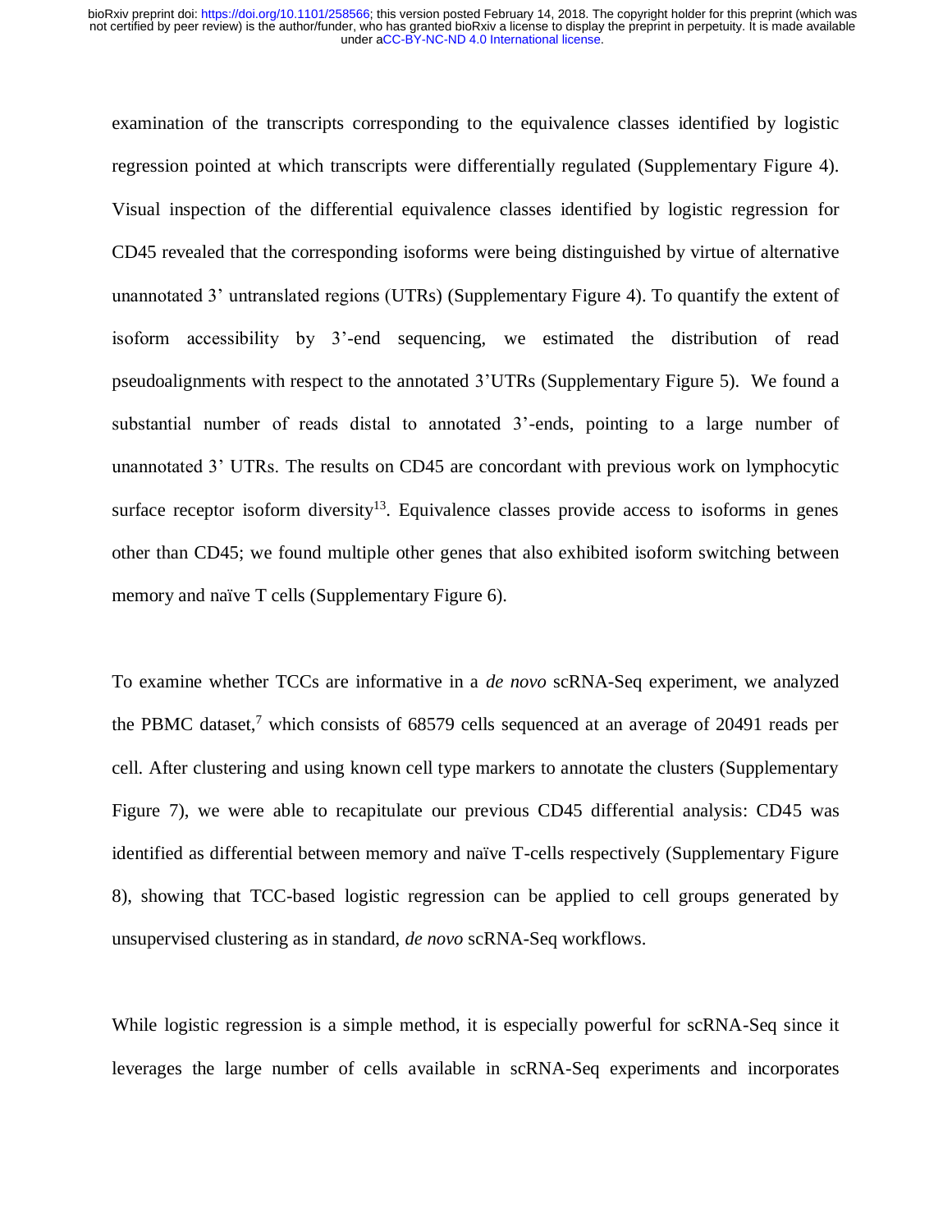examination of the transcripts corresponding to the equivalence classes identified by logistic regression pointed at which transcripts were differentially regulated (Supplementary Figure 4). Visual inspection of the differential equivalence classes identified by logistic regression for CD45 revealed that the corresponding isoforms were being distinguished by virtue of alternative unannotated 3' untranslated regions (UTRs) (Supplementary Figure 4). To quantify the extent of isoform accessibility by 3'-end sequencing, we estimated the distribution of read pseudoalignments with respect to the annotated 3'UTRs (Supplementary Figure 5). We found a substantial number of reads distal to annotated 3'-ends, pointing to a large number of unannotated 3' UTRs. The results on CD45 are concordant with previous work on lymphocytic surface receptor isoform diversity[13]. Equivalence classes provide access to isoforms in genes other than CD45; we found multiple other genes that also exhibited isoform switching between memory and naïve T cells (Supplementary Figure 6).

To examine whether TCCs are informative in a *de novo* scRNA-Seq experiment, we analyzed the PBMC dataset,[7] which consists of 68579 cells sequenced at an average of 20491 reads per cell. After clustering and using known cell type markers to annotate the clusters (Supplementary Figure 7), we were able to recapitulate our previous CD45 differential analysis: CD45 was identified as differential between memory and naïve T-cells respectively (Supplementary Figure 8), showing that TCC-based logistic regression can be applied to cell groups generated by unsupervised clustering as in standard, *de novo* scRNA-Seq workflows.

While logistic regression is a simple method, it is especially powerful for scRNA-Seq since it leverages the large number of cells available in scRNA-Seq experiments and incorporates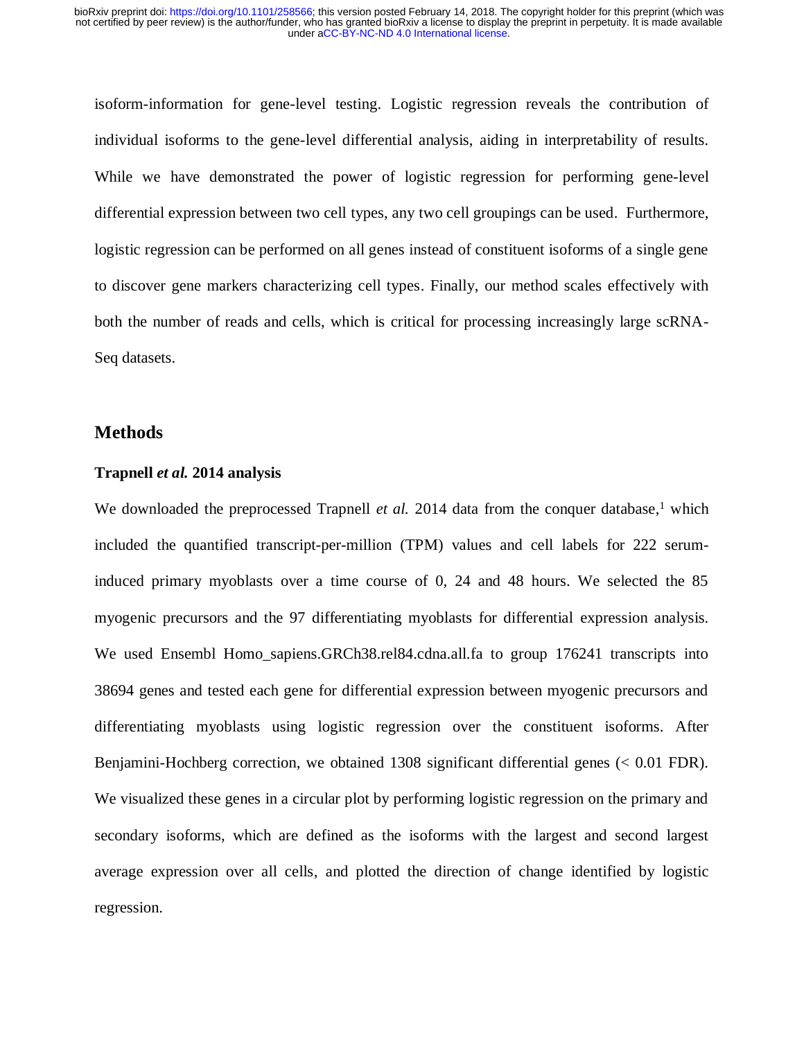isoform-information for gene-level testing. Logistic regression reveals the contribution of individual isoforms to the gene-level differential analysis, aiding in interpretability of results. While we have demonstrated the power of logistic regression for performing gene-level differential expression between two cell types, any two cell groupings can be used. Furthermore, logistic regression can be performed on all genes instead of constituent isoforms of a single gene to discover gene markers characterizing cell types. Finally, our method scales effectively with both the number of reads and cells, which is critical for processing increasingly large scRNA-Seq datasets.

## Methods

### Trapnell *et al.* 2014 analysis

We downloaded the preprocessed Trapnell *et al.* 2014 data from the conquer database,[1] which included the quantified transcript-per-million (TPM) values and cell labels for 222 serum-induced primary myoblasts over a time course of 0, 24 and 48 hours. We selected the 85 myogenic precursors and the 97 differentiating myoblasts for differential expression analysis. We used Ensembl Homo_sapiens.GRCh38.rel84.cdna.all.fa to group 176241 transcripts into 38694 genes and tested each gene for differential expression between myogenic precursors and differentiating myoblasts using logistic regression over the constituent isoforms. After Benjamini-Hochberg correction, we obtained 1308 significant differential genes (< 0.01 FDR). We visualized these genes in a circular plot by performing logistic regression on the primary and secondary isoforms, which are defined as the isoforms with the largest and second largest average expression over all cells, and plotted the direction of change identified by logistic regression.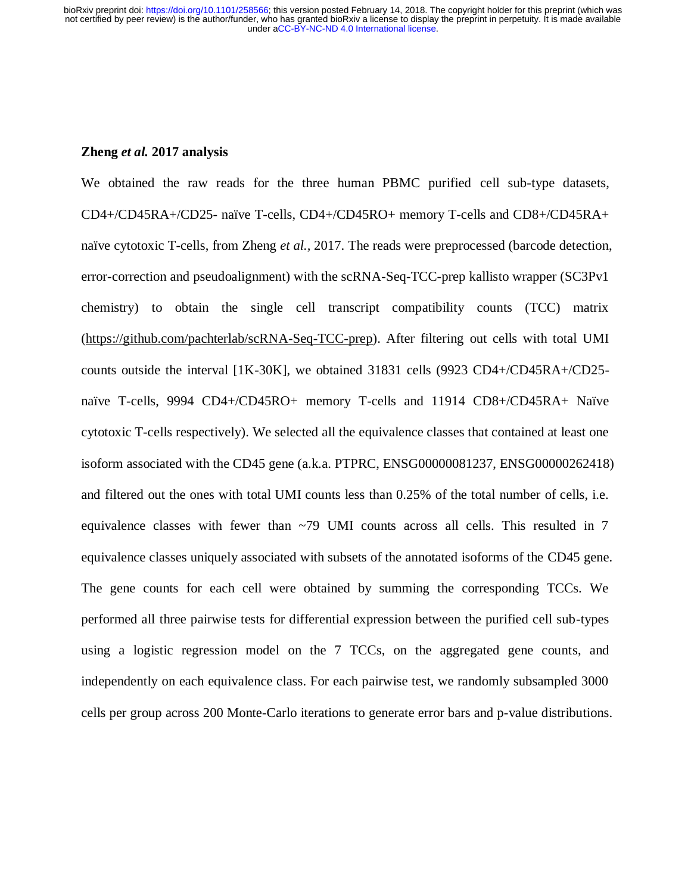**Zheng *et al.* 2017 analysis**

We obtained the raw reads for the three human PBMC purified cell sub-type datasets, CD4+/CD45RA+/CD25- naïve T-cells, CD4+/CD45RO+ memory T-cells and CD8+/CD45RA+ naïve cytotoxic T-cells, from Zheng *et al.*, 2017. The reads were preprocessed (barcode detection, error-correction and pseudoalignment) with the scRNA-Seq-TCC-prep kallisto wrapper (SC3Pv1 chemistry) to obtain the single cell transcript compatibility counts (TCC) matrix (https://github.com/pachterlab/scRNA-Seq-TCC-prep). After filtering out cells with total UMI counts outside the interval [1K-30K], we obtained 31831 cells (9923 CD4+/CD45RA+/CD25- naïve T-cells, 9994 CD4+/CD45RO+ memory T-cells and 11914 CD8+/CD45RA+ Naïve cytotoxic T-cells respectively). We selected all the equivalence classes that contained at least one isoform associated with the CD45 gene (a.k.a. PTPRC, ENSG00000081237, ENSG00000262418) and filtered out the ones with total UMI counts less than 0.25% of the total number of cells, i.e. equivalence classes with fewer than ~79 UMI counts across all cells. This resulted in 7 equivalence classes uniquely associated with subsets of the annotated isoforms of the CD45 gene. The gene counts for each cell were obtained by summing the corresponding TCCs. We performed all three pairwise tests for differential expression between the purified cell sub-types using a logistic regression model on the 7 TCCs, on the aggregated gene counts, and independently on each equivalence class. For each pairwise test, we randomly subsampled 3000 cells per group across 200 Monte-Carlo iterations to generate error bars and p-value distributions.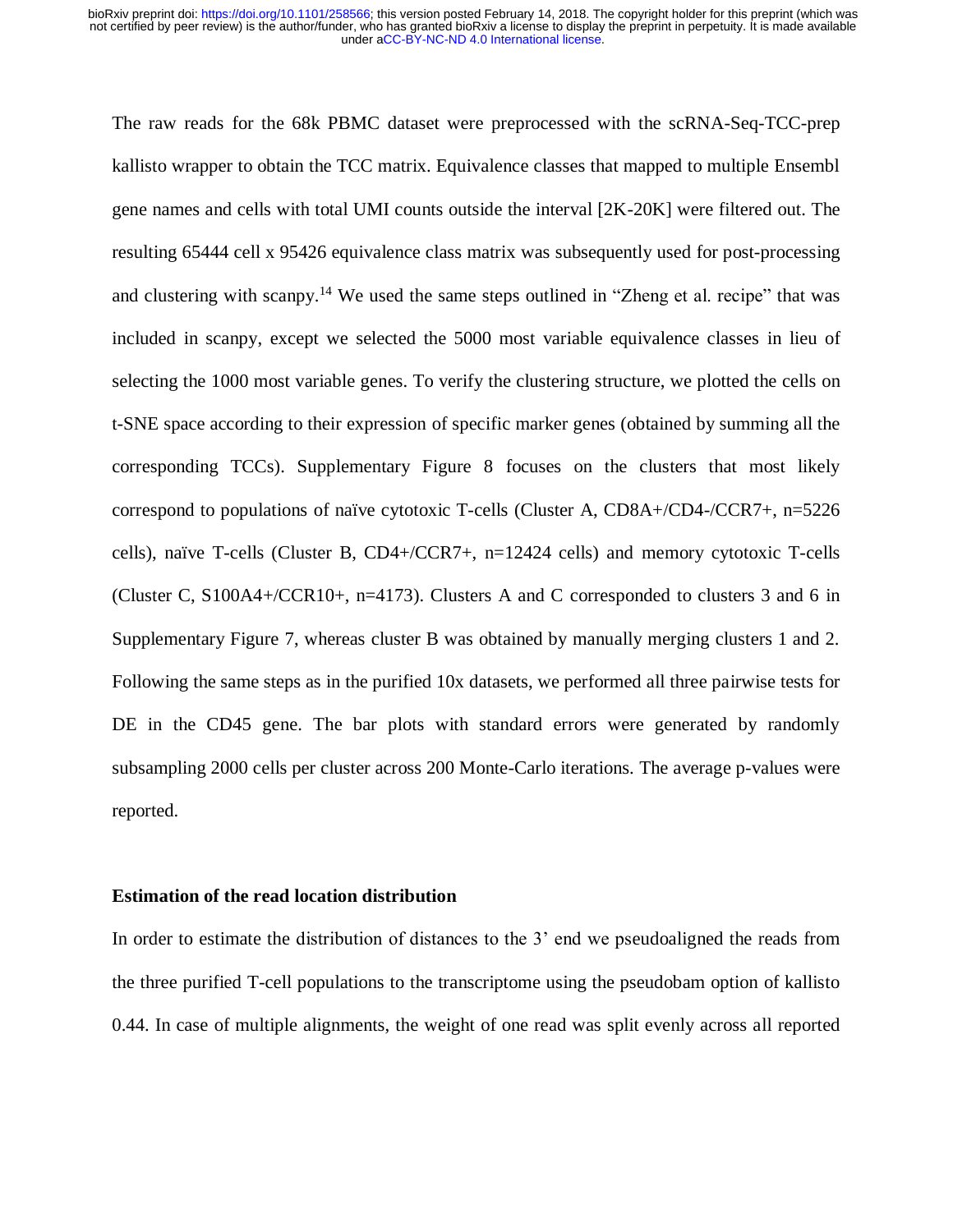The raw reads for the 68k PBMC dataset were preprocessed with the scRNA-Seq-TCC-prep kallisto wrapper to obtain the TCC matrix. Equivalence classes that mapped to multiple Ensembl gene names and cells with total UMI counts outside the interval [2K-20K] were filtered out. The resulting 65444 cell x 95426 equivalence class matrix was subsequently used for post-processing and clustering with scanpy.[14] We used the same steps outlined in "Zheng et al. recipe" that was included in scanpy, except we selected the 5000 most variable equivalence classes in lieu of selecting the 1000 most variable genes. To verify the clustering structure, we plotted the cells on t-SNE space according to their expression of specific marker genes (obtained by summing all the corresponding TCCs). Supplementary Figure 8 focuses on the clusters that most likely correspond to populations of naïve cytotoxic T-cells (Cluster A, CD8A+/CD4-/CCR7+, n=5226 cells), naïve T-cells (Cluster B, CD4+/CCR7+, n=12424 cells) and memory cytotoxic T-cells (Cluster C, S100A4+/CCR10+, n=4173). Clusters A and C corresponded to clusters 3 and 6 in Supplementary Figure 7, whereas cluster B was obtained by manually merging clusters 1 and 2. Following the same steps as in the purified 10x datasets, we performed all three pairwise tests for DE in the CD45 gene. The bar plots with standard errors were generated by randomly subsampling 2000 cells per cluster across 200 Monte-Carlo iterations. The average p-values were reported.

**Estimation of the read location distribution**

In order to estimate the distribution of distances to the 3' end we pseudoaligned the reads from the three purified T-cell populations to the transcriptome using the pseudobam option of kallisto 0.44. In case of multiple alignments, the weight of one read was split evenly across all reported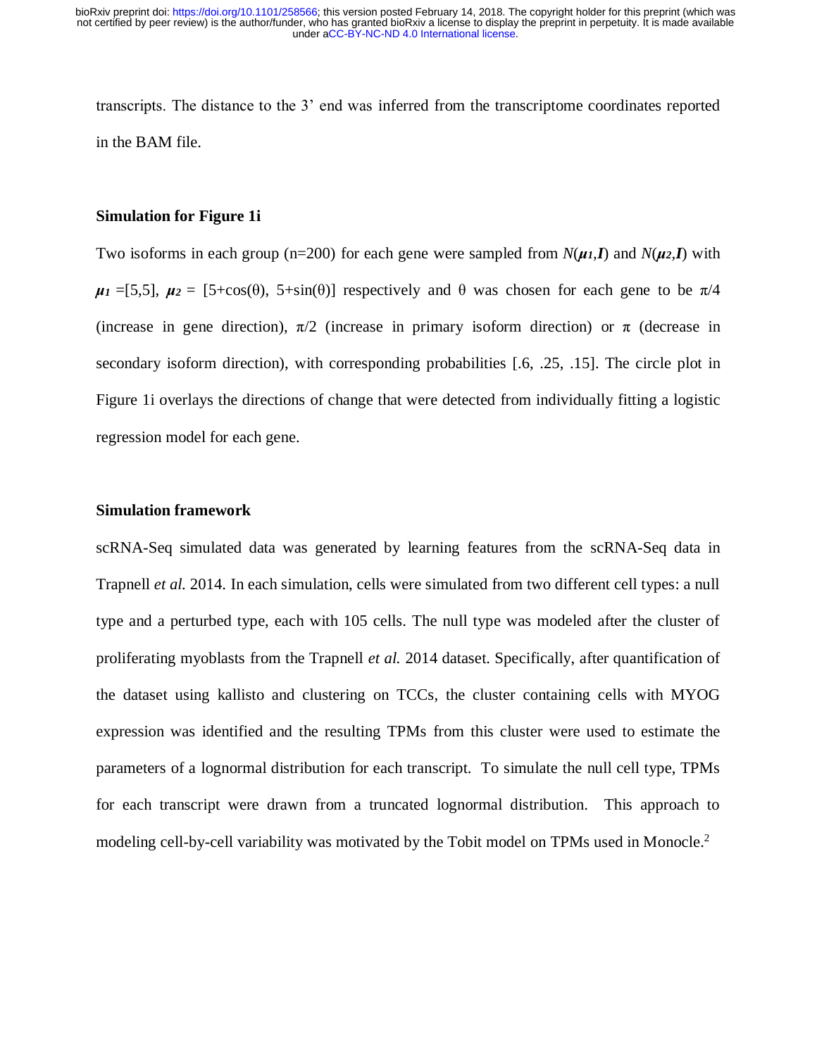transcripts. The distance to the 3' end was inferred from the transcriptome coordinates reported in the BAM file.

**Simulation for Figure 1i**

Two isoforms in each group (n=200) for each gene were sampled from $N(\boldsymbol{\mu_1},\boldsymbol{I})$ and $N(\boldsymbol{\mu_2},\boldsymbol{I})$ with $\boldsymbol{\mu_1}$ =[5,5], $\boldsymbol{\mu_2}$ = [5+cos(θ), 5+sin(θ)] respectively and θ was chosen for each gene to be π/4 (increase in gene direction), π/2 (increase in primary isoform direction) or π (decrease in secondary isoform direction), with corresponding probabilities [.6, .25, .15]. The circle plot in Figure 1i overlays the directions of change that were detected from individually fitting a logistic regression model for each gene.

**Simulation framework**

scRNA-Seq simulated data was generated by learning features from the scRNA-Seq data in Trapnell *et al.* 2014. In each simulation, cells were simulated from two different cell types: a null type and a perturbed type, each with 105 cells. The null type was modeled after the cluster of proliferating myoblasts from the Trapnell *et al.* 2014 dataset. Specifically, after quantification of the dataset using kallisto and clustering on TCCs, the cluster containing cells with MYOG expression was identified and the resulting TPMs from this cluster were used to estimate the parameters of a lognormal distribution for each transcript. To simulate the null cell type, TPMs for each transcript were drawn from a truncated lognormal distribution. This approach to modeling cell-by-cell variability was motivated by the Tobit model on TPMs used in Monocle.[2]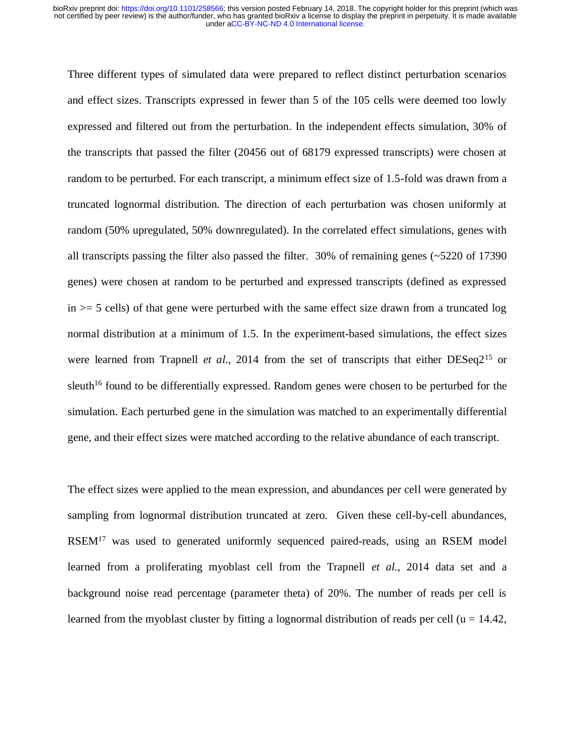Three different types of simulated data were prepared to reflect distinct perturbation scenarios and effect sizes. Transcripts expressed in fewer than 5 of the 105 cells were deemed too lowly expressed and filtered out from the perturbation. In the independent effects simulation, 30% of the transcripts that passed the filter (20456 out of 68179 expressed transcripts) were chosen at random to be perturbed. For each transcript, a minimum effect size of 1.5-fold was drawn from a truncated lognormal distribution. The direction of each perturbation was chosen uniformly at random (50% upregulated, 50% downregulated). In the correlated effect simulations, genes with all transcripts passing the filter also passed the filter. 30% of remaining genes (~5220 of 17390 genes) were chosen at random to be perturbed and expressed transcripts (defined as expressed in >= 5 cells) of that gene were perturbed with the same effect size drawn from a truncated log normal distribution at a minimum of 1.5. In the experiment-based simulations, the effect sizes were learned from Trapnell *et al.*, 2014 from the set of transcripts that either DESeq2[15] or sleuth[16] found to be differentially expressed. Random genes were chosen to be perturbed for the simulation. Each perturbed gene in the simulation was matched to an experimentally differential gene, and their effect sizes were matched according to the relative abundance of each transcript.

The effect sizes were applied to the mean expression, and abundances per cell were generated by sampling from lognormal distribution truncated at zero. Given these cell-by-cell abundances, RSEM[17] was used to generated uniformly sequenced paired-reads, using an RSEM model learned from a proliferating myoblast cell from the Trapnell *et al.*, 2014 data set and a background noise read percentage (parameter theta) of 20%. The number of reads per cell is learned from the myoblast cluster by fitting a lognormal distribution of reads per cell ($u = 14.42$,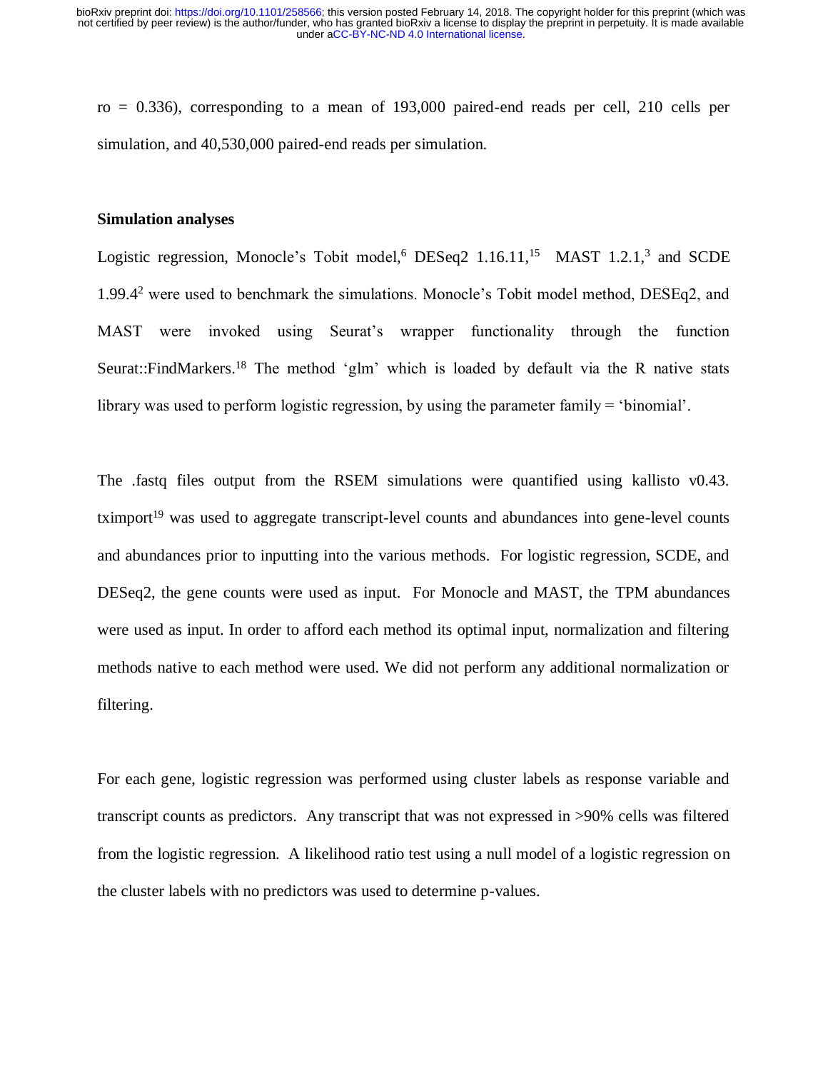ro = 0.336), corresponding to a mean of 193,000 paired-end reads per cell, 210 cells per simulation, and 40,530,000 paired-end reads per simulation.

**Simulation analyses**

Logistic regression, Monocle's Tobit model,[6] DESeq2 1.16.11,[15] MAST 1.2.1,[3] and SCDE 1.99.4[2] were used to benchmark the simulations. Monocle's Tobit model method, DESEq2, and MAST were invoked using Seurat's wrapper functionality through the function Seurat::FindMarkers.[18] The method 'glm' which is loaded by default via the R native stats library was used to perform logistic regression, by using the parameter family = 'binomial'.

The .fastq files output from the RSEM simulations were quantified using kallisto v0.43. tximport[19] was used to aggregate transcript-level counts and abundances into gene-level counts and abundances prior to inputting into the various methods. For logistic regression, SCDE, and DESeq2, the gene counts were used as input. For Monocle and MAST, the TPM abundances were used as input. In order to afford each method its optimal input, normalization and filtering methods native to each method were used. We did not perform any additional normalization or filtering.

For each gene, logistic regression was performed using cluster labels as response variable and transcript counts as predictors. Any transcript that was not expressed in >90% cells was filtered from the logistic regression. A likelihood ratio test using a null model of a logistic regression on the cluster labels with no predictors was used to determine p-values.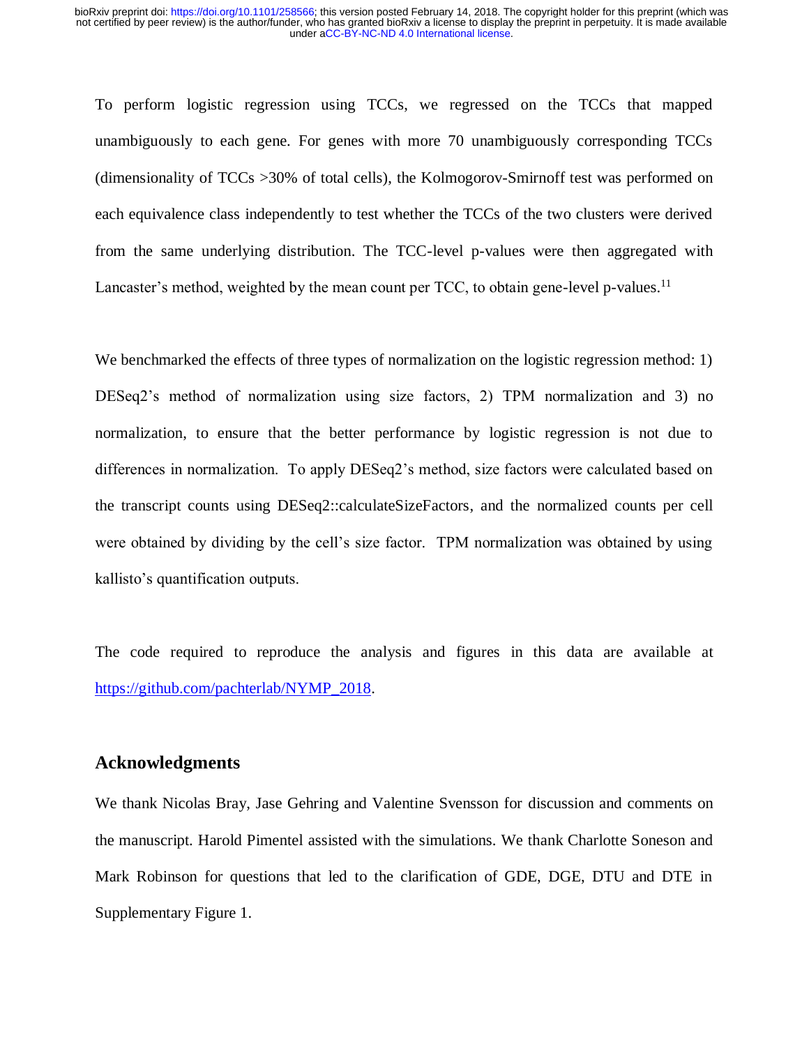To perform logistic regression using TCCs, we regressed on the TCCs that mapped unambiguously to each gene. For genes with more 70 unambiguously corresponding TCCs (dimensionality of TCCs >30% of total cells), the Kolmogorov-Smirnoff test was performed on each equivalence class independently to test whether the TCCs of the two clusters were derived from the same underlying distribution. The TCC-level p-values were then aggregated with Lancaster's method, weighted by the mean count per TCC, to obtain gene-level p-values.[11]

We benchmarked the effects of three types of normalization on the logistic regression method: 1) DESeq2's method of normalization using size factors, 2) TPM normalization and 3) no normalization, to ensure that the better performance by logistic regression is not due to differences in normalization. To apply DESeq2's method, size factors were calculated based on the transcript counts using DESeq2::calculateSizeFactors, and the normalized counts per cell were obtained by dividing by the cell's size factor. TPM normalization was obtained by using kallisto's quantification outputs.

The code required to reproduce the analysis and figures in this data are available at https://github.com/pachterlab/NYMP_2018.

## Acknowledgments

We thank Nicolas Bray, Jase Gehring and Valentine Svensson for discussion and comments on the manuscript. Harold Pimentel assisted with the simulations. We thank Charlotte Soneson and Mark Robinson for questions that led to the clarification of GDE, DGE, DTU and DTE in Supplementary Figure 1.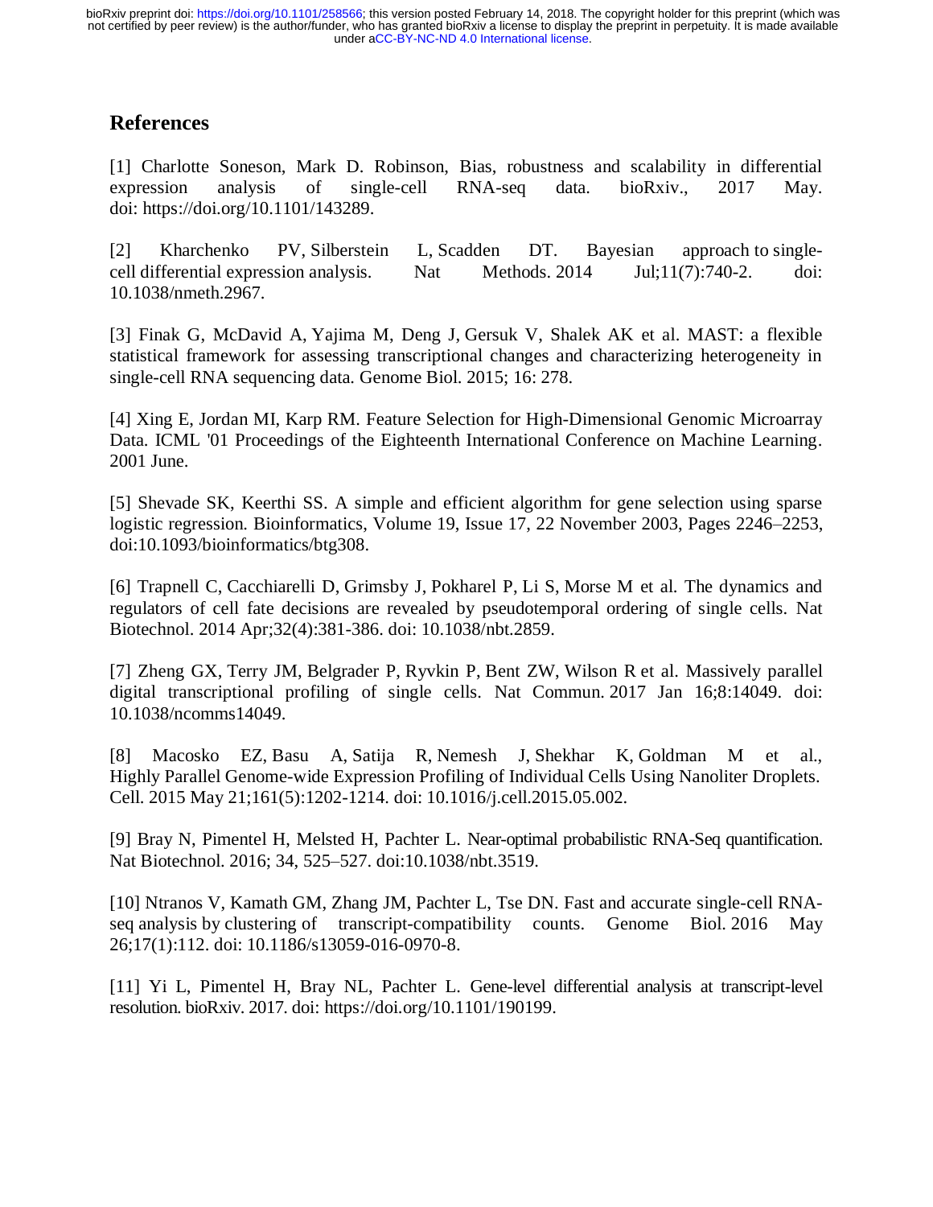## References

[1] Charlotte Soneson, Mark D. Robinson, Bias, robustness and scalability in differential expression analysis of single-cell RNA-seq data. bioRxiv., 2017 May. doi: https://doi.org/10.1101/143289.

[2] Kharchenko PV, Silberstein L, Scadden DT. Bayesian approach to single-cell differential expression analysis. Nat Methods. 2014 Jul;11(7):740-2. doi: 10.1038/nmeth.2967.

[3] Finak G, McDavid A, Yajima M, Deng J, Gersuk V, Shalek AK et al. MAST: a flexible statistical framework for assessing transcriptional changes and characterizing heterogeneity in single-cell RNA sequencing data. Genome Biol. 2015; 16: 278.

[4] Xing E, Jordan MI, Karp RM. Feature Selection for High-Dimensional Genomic Microarray Data. ICML '01 Proceedings of the Eighteenth International Conference on Machine Learning. 2001 June.

[5] Shevade SK, Keerthi SS. A simple and efficient algorithm for gene selection using sparse logistic regression. Bioinformatics, Volume 19, Issue 17, 22 November 2003, Pages 2246–2253, doi:10.1093/bioinformatics/btg308.

[6] Trapnell C, Cacchiarelli D, Grimsby J, Pokharel P, Li S, Morse M et al. The dynamics and regulators of cell fate decisions are revealed by pseudotemporal ordering of single cells. Nat Biotechnol. 2014 Apr;32(4):381-386. doi: 10.1038/nbt.2859.

[7] Zheng GX, Terry JM, Belgrader P, Ryvkin P, Bent ZW, Wilson R et al. Massively parallel digital transcriptional profiling of single cells. Nat Commun. 2017 Jan 16;8:14049. doi: 10.1038/ncomms14049.

[8] Macosko EZ, Basu A, Satija R, Nemesh J, Shekhar K, Goldman M et al., Highly Parallel Genome-wide Expression Profiling of Individual Cells Using Nanoliter Droplets. Cell. 2015 May 21;161(5):1202-1214. doi: 10.1016/j.cell.2015.05.002.

[9] Bray N, Pimentel H, Melsted H, Pachter L. Near-optimal probabilistic RNA-Seq quantification. Nat Biotechnol. 2016; 34, 525–527. doi:10.1038/nbt.3519.

[10] Ntranos V, Kamath GM, Zhang JM, Pachter L, Tse DN. Fast and accurate single-cell RNA-seq analysis by clustering of transcript-compatibility counts. Genome Biol. 2016 May 26;17(1):112. doi: 10.1186/s13059-016-0970-8.

[11] Yi L, Pimentel H, Bray NL, Pachter L. Gene-level differential analysis at transcript-level resolution. bioRxiv. 2017. doi: https://doi.org/10.1101/190199.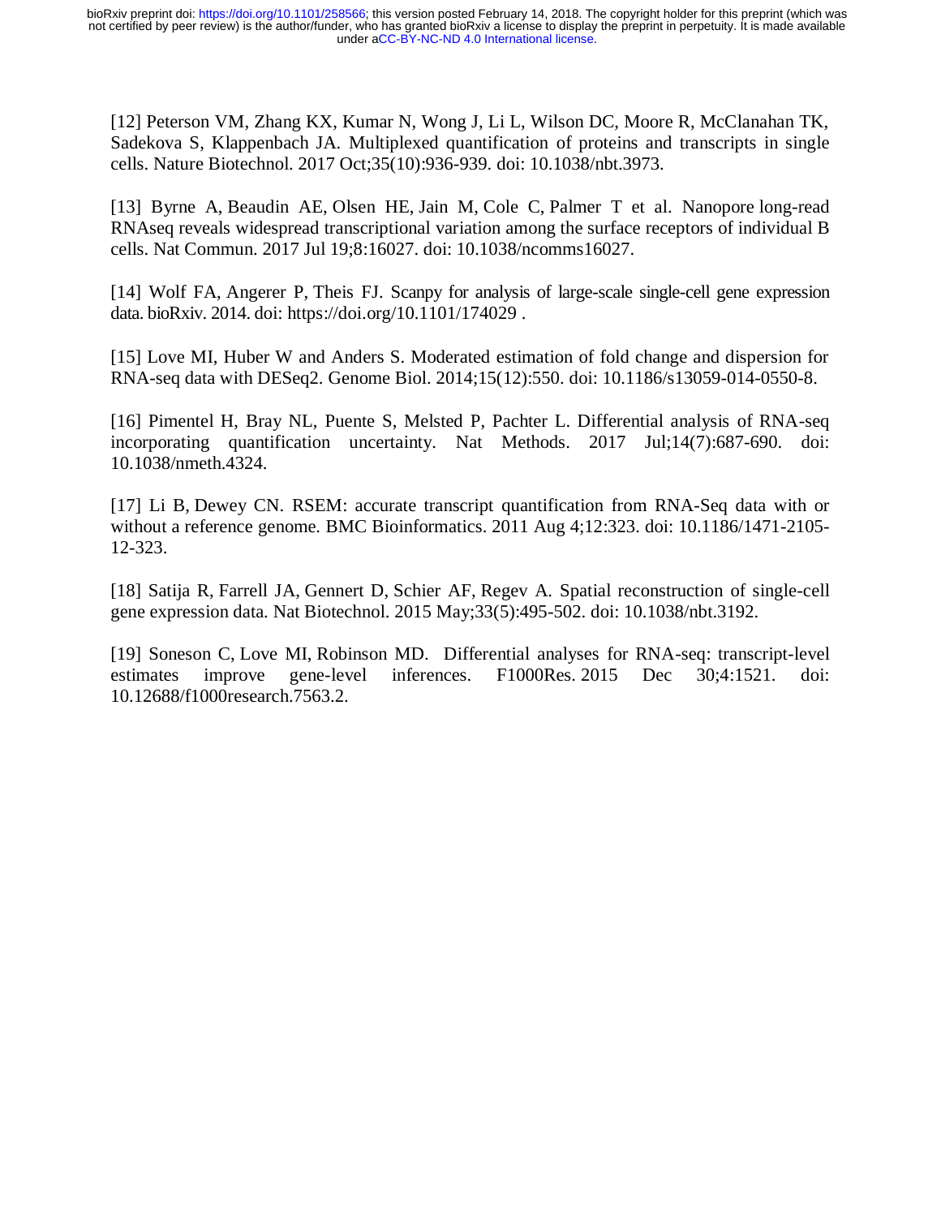[12] Peterson VM, Zhang KX, Kumar N, Wong J, Li L, Wilson DC, Moore R, McClanahan TK, Sadekova S, Klappenbach JA. Multiplexed quantification of proteins and transcripts in single cells. Nature Biotechnol. 2017 Oct;35(10):936-939. doi: 10.1038/nbt.3973.

[13] Byrne A, Beaudin AE, Olsen HE, Jain M, Cole C, Palmer T et al. Nanopore long-read RNAseq reveals widespread transcriptional variation among the surface receptors of individual B cells. Nat Commun. 2017 Jul 19;8:16027. doi: 10.1038/ncomms16027.

[14] Wolf FA, Angerer P, Theis FJ. Scanpy for analysis of large-scale single-cell gene expression data. bioRxiv. 2014. doi: https://doi.org/10.1101/174029 .

[15] Love MI, Huber W and Anders S. Moderated estimation of fold change and dispersion for RNA-seq data with DESeq2. Genome Biol. 2014;15(12):550. doi: 10.1186/s13059-014-0550-8.

[16] Pimentel H, Bray NL, Puente S, Melsted P, Pachter L. Differential analysis of RNA-seq incorporating quantification uncertainty. Nat Methods. 2017 Jul;14(7):687-690. doi: 10.1038/nmeth.4324.

[17] Li B, Dewey CN. RSEM: accurate transcript quantification from RNA-Seq data with or without a reference genome. BMC Bioinformatics. 2011 Aug 4;12:323. doi: 10.1186/1471-2105-12-323.

[18] Satija R, Farrell JA, Gennert D, Schier AF, Regev A. Spatial reconstruction of single-cell gene expression data. Nat Biotechnol. 2015 May;33(5):495-502. doi: 10.1038/nbt.3192.

[19] Soneson C, Love MI, Robinson MD. Differential analyses for RNA-seq: transcript-level estimates improve gene-level inferences. F1000Res. 2015 Dec 30;4:1521. doi: 10.12688/f1000research.7563.2.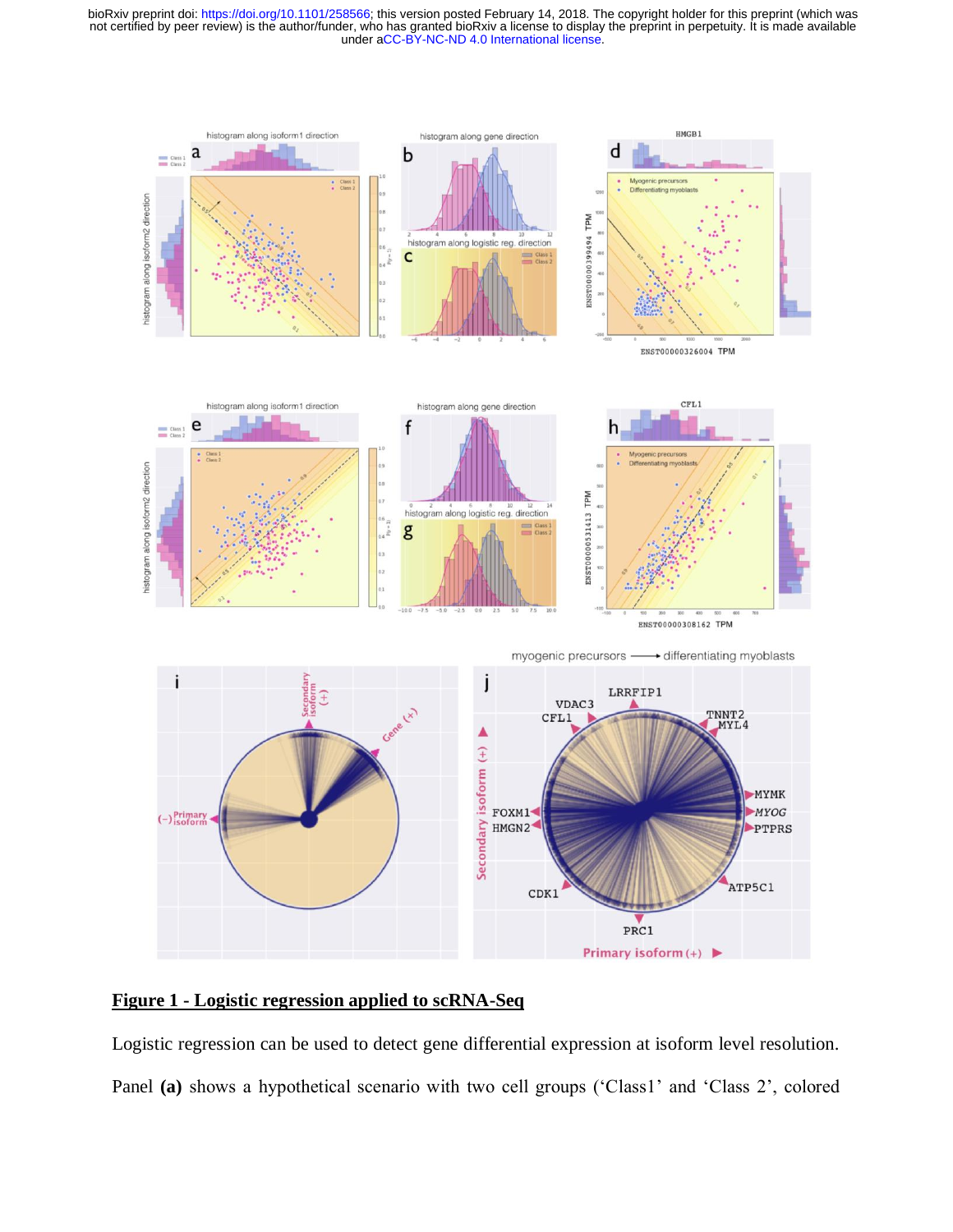**Figure 1 - Logistic regression applied to scRNA-Seq**

Logistic regression can be used to detect gene differential expression at isoform level resolution. Panel **(a)** shows a hypothetical scenario with two cell groups ('Class1' and 'Class 2', colored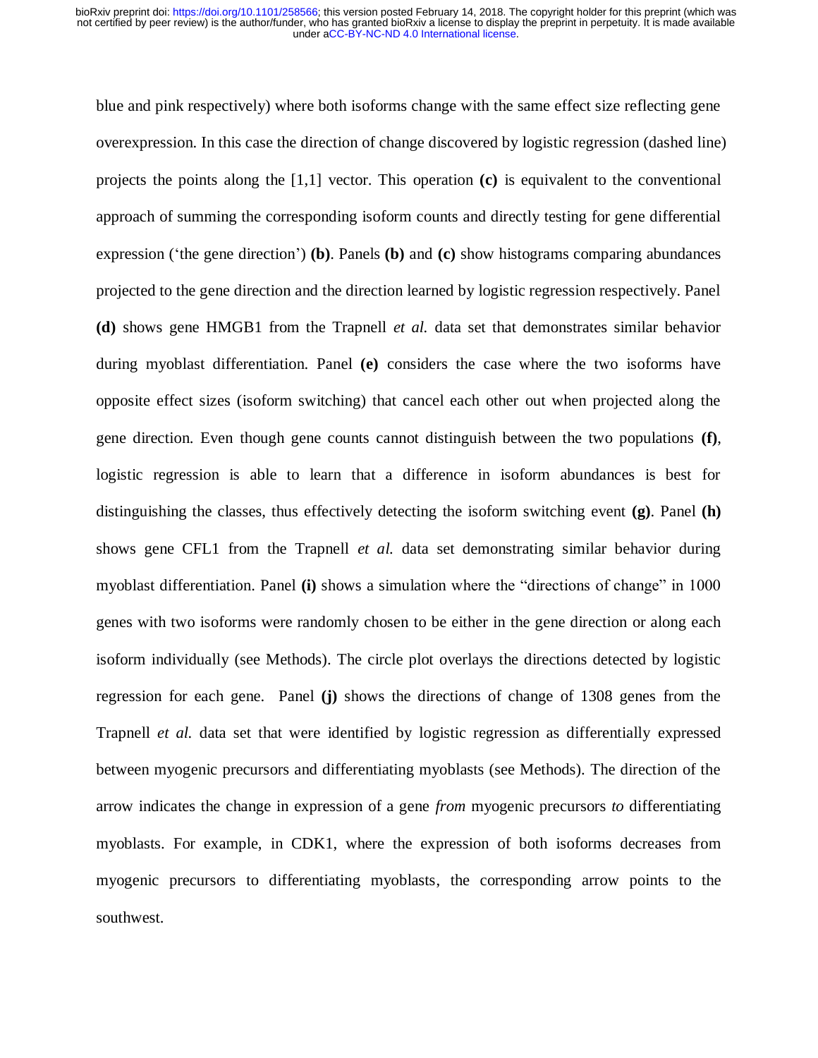blue and pink respectively) where both isoforms change with the same effect size reflecting gene overexpression. In this case the direction of change discovered by logistic regression (dashed line) projects the points along the [1,1] vector. This operation **(c)** is equivalent to the conventional approach of summing the corresponding isoform counts and directly testing for gene differential expression ('the gene direction') **(b)**. Panels **(b)** and **(c)** show histograms comparing abundances projected to the gene direction and the direction learned by logistic regression respectively. Panel **(d)** shows gene HMGB1 from the Trapnell *et al.* data set that demonstrates similar behavior during myoblast differentiation. Panel **(e)** considers the case where the two isoforms have opposite effect sizes (isoform switching) that cancel each other out when projected along the gene direction. Even though gene counts cannot distinguish between the two populations **(f)**, logistic regression is able to learn that a difference in isoform abundances is best for distinguishing the classes, thus effectively detecting the isoform switching event **(g)**. Panel **(h)** shows gene CFL1 from the Trapnell *et al.* data set demonstrating similar behavior during myoblast differentiation. Panel **(i)** shows a simulation where the "directions of change" in 1000 genes with two isoforms were randomly chosen to be either in the gene direction or along each isoform individually (see Methods). The circle plot overlays the directions detected by logistic regression for each gene. Panel **(j)** shows the directions of change of 1308 genes from the Trapnell *et al.* data set that were identified by logistic regression as differentially expressed between myogenic precursors and differentiating myoblasts (see Methods). The direction of the arrow indicates the change in expression of a gene *from* myogenic precursors *to* differentiating myoblasts. For example, in CDK1, where the expression of both isoforms decreases from myogenic precursors to differentiating myoblasts, the corresponding arrow points to the southwest.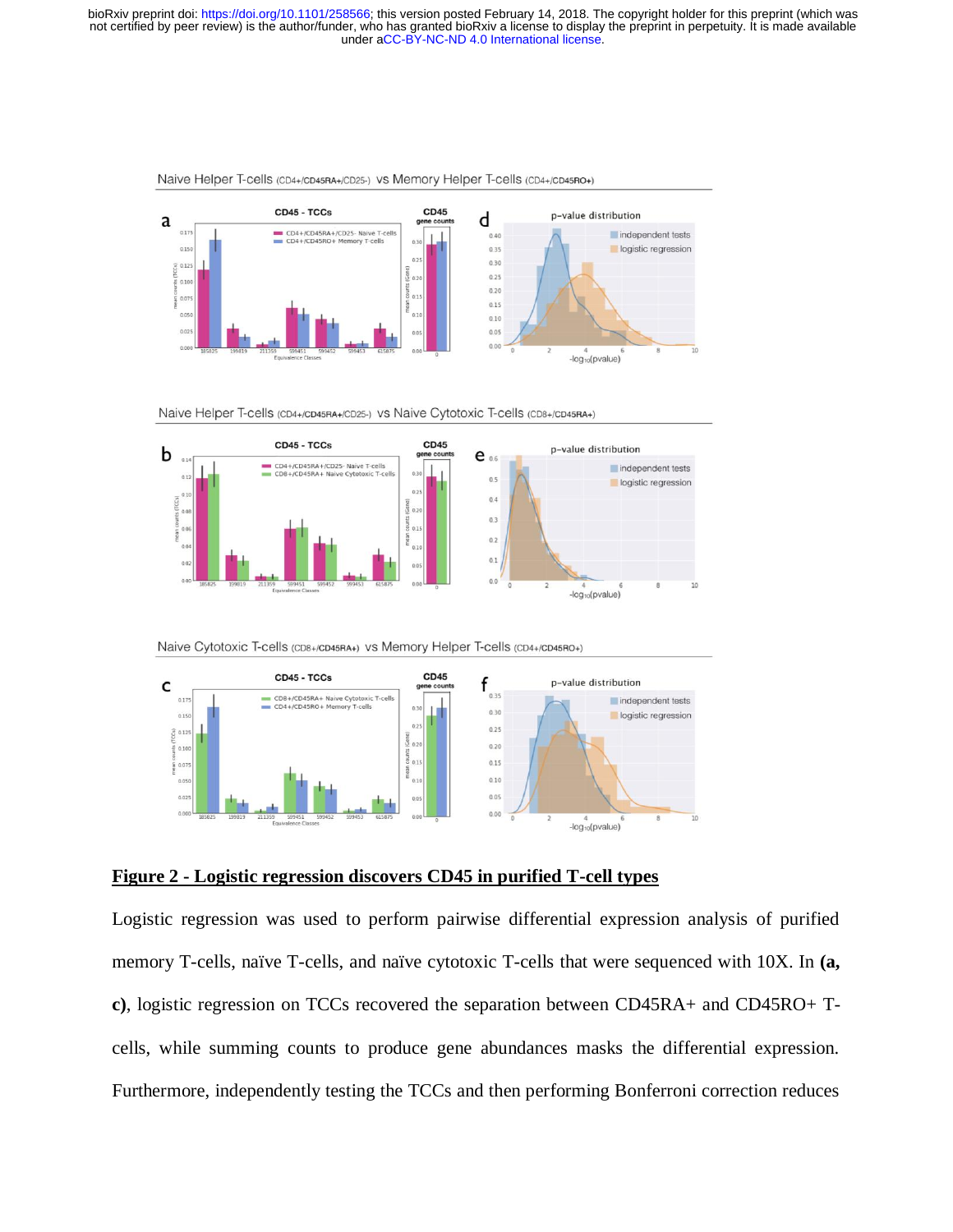**Figure 2 - Logistic regression discovers CD45 in purified T-cell types**

Logistic regression was used to perform pairwise differential expression analysis of purified memory T-cells, naïve T-cells, and naïve cytotoxic T-cells that were sequenced with 10X. In **(a, c)**, logistic regression on TCCs recovered the separation between CD45RA+ and CD45RO+ T-cells, while summing counts to produce gene abundances masks the differential expression. Furthermore, independently testing the TCCs and then performing Bonferroni correction reduces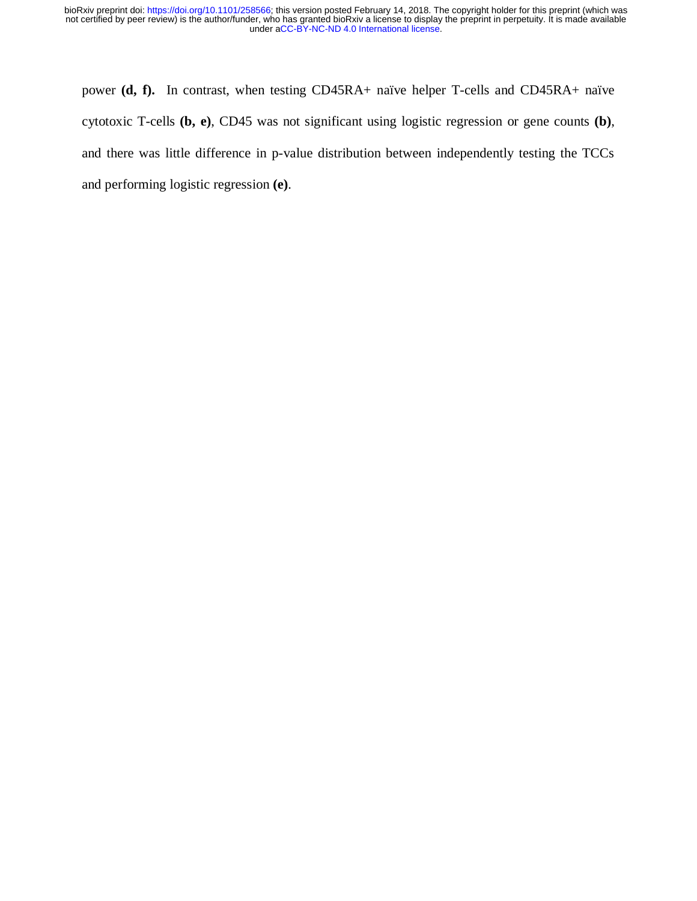power **(d, f).** In contrast, when testing CD45RA+ naïve helper T-cells and CD45RA+ naïve cytotoxic T-cells **(b, e)**, CD45 was not significant using logistic regression or gene counts **(b)**, and there was little difference in p-value distribution between independently testing the TCCs and performing logistic regression **(e)**.